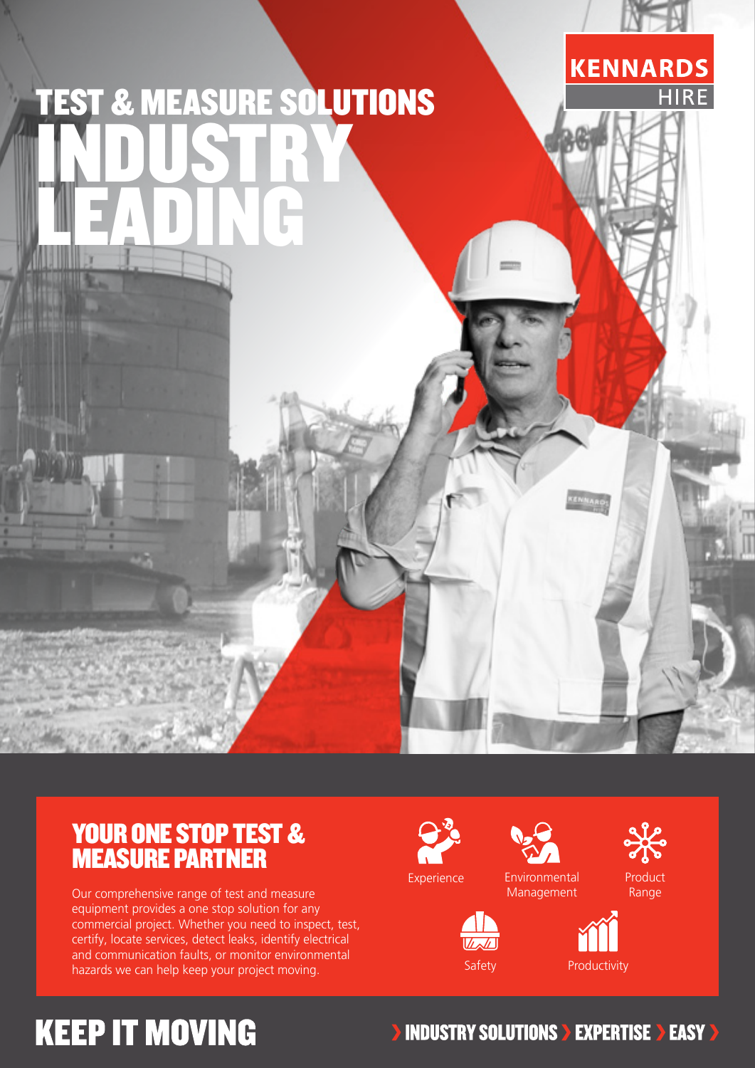KENNARDS HIRE

# TEST & MEASURE SOLUTIONS INDUSTRY LEADING

## YOUR ONE STOP TEST & MEASURE PARTNER

Our comprehensive range of test and measure equipment provides a one stop solution for any commercial project. Whether you need to inspect, test, certify, locate services, detect leaks, identify electrical and communication faults, or monitor environmental hazards we can help keep your project moving.

- Experience
- Environmental Management
- Product Range
- Safety
- Productivity

## KEEP IT MOVING

› INDUSTRY SOLUTIONS › EXPERTISE › EASY ›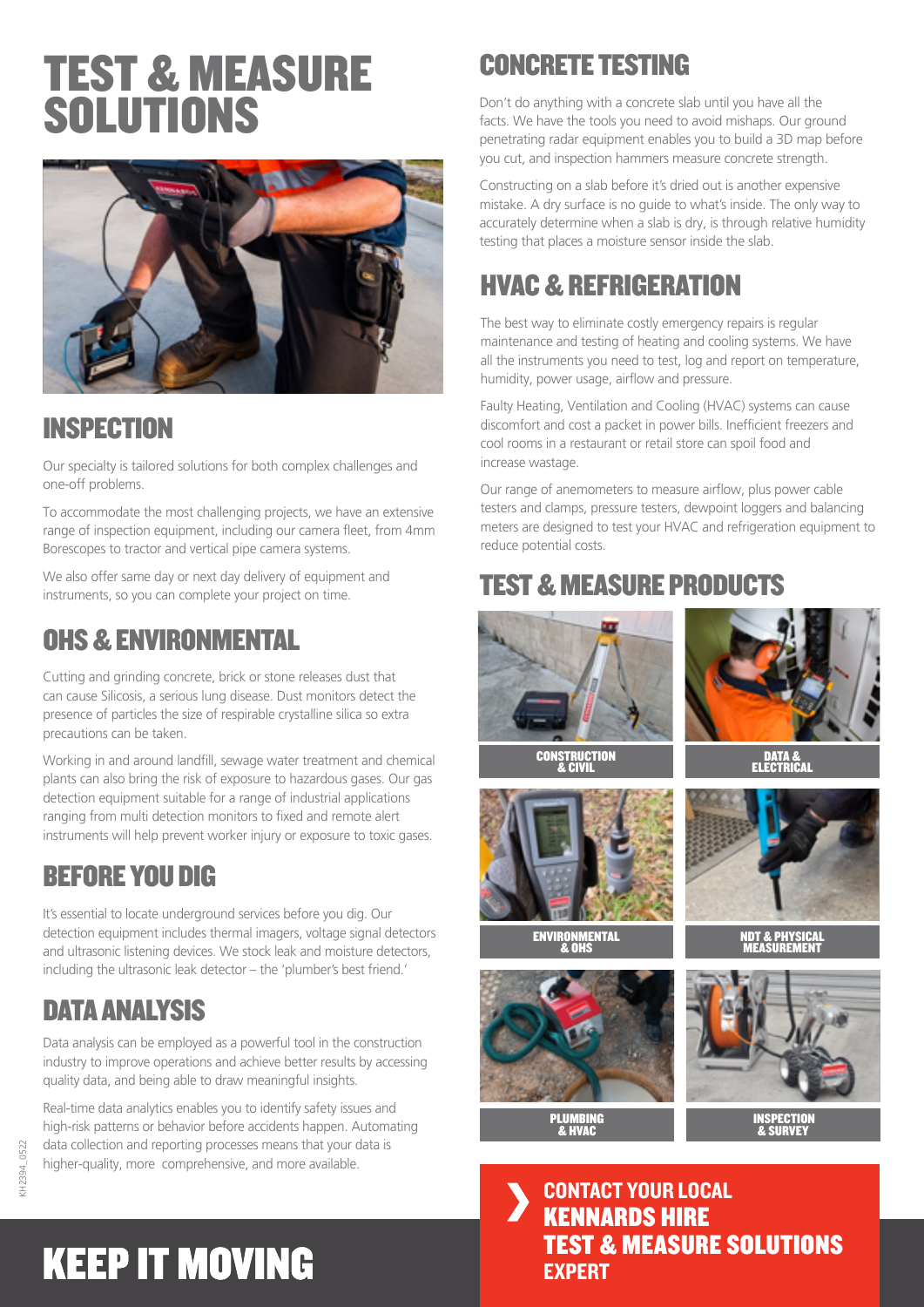# TEST & MEASURE SOLUTIONS

## INSPECTION

Our specialty is tailored solutions for both complex challenges and one-off problems.

To accommodate the most challenging projects, we have an extensive range of inspection equipment, including our camera fleet, from 4mm Borescopes to tractor and vertical pipe camera systems.

We also offer same day or next day delivery of equipment and instruments, so you can complete your project on time.

## OHS & ENVIRONMENTAL

Cutting and grinding concrete, brick or stone releases dust that can cause Silicosis, a serious lung disease. Dust monitors detect the presence of particles the size of respirable crystalline silica so extra precautions can be taken.

Working in and around landfill, sewage water treatment and chemical plants can also bring the risk of exposure to hazardous gases. Our gas detection equipment suitable for a range of industrial applications ranging from multi detection monitors to fixed and remote alert instruments will help prevent worker injury or exposure to toxic gases.

## BEFORE YOU DIG

It's essential to locate underground services before you dig. Our detection equipment includes thermal imagers, voltage signal detectors and ultrasonic listening devices. We stock leak and moisture detectors, including the ultrasonic leak detector – the 'plumber's best friend.'

## DATA ANALYSIS

Data analysis can be employed as a powerful tool in the construction industry to improve operations and achieve better results by accessing quality data, and being able to draw meaningful insights.

Real-time data analytics enables you to identify safety issues and high-risk patterns or behavior before accidents happen. Automating data collection and reporting processes means that your data is higher-quality, more comprehensive, and more available.

## CONCRETE TESTING

Don't do anything with a concrete slab until you have all the facts. We have the tools you need to avoid mishaps. Our ground penetrating radar equipment enables you to build a 3D map before you cut, and inspection hammers measure concrete strength.

Constructing on a slab before it's dried out is another expensive mistake. A dry surface is no guide to what's inside. The only way to accurately determine when a slab is dry, is through relative humidity testing that places a moisture sensor inside the slab.

## HVAC & REFRIGERATION

The best way to eliminate costly emergency repairs is regular maintenance and testing of heating and cooling systems. We have all the instruments you need to test, log and report on temperature, humidity, power usage, airflow and pressure.

Faulty Heating, Ventilation and Cooling (HVAC) systems can cause discomfort and cost a packet in power bills. Inefficient freezers and cool rooms in a restaurant or retail store can spoil food and increase wastage.

Our range of anemometers to measure airflow, plus power cable testers and clamps, pressure testers, dewpoint loggers and balancing meters are designed to test your HVAC and refrigeration equipment to reduce potential costs.

## TEST & MEASURE PRODUCTS

CONSTRUCTION & CIVIL

DATA & ELECTRICAL

ENVIRONMENTAL & OHS

NDT & PHYSICAL MEASUREMENT

PLUMBING & HVAC

INSPECTION & SURVEY

**CONTACT YOUR LOCAL KENNARDS HIRE TEST & MEASURE SOLUTIONS EXPERT**

# KEEP IT MOVING

KH2394_0522